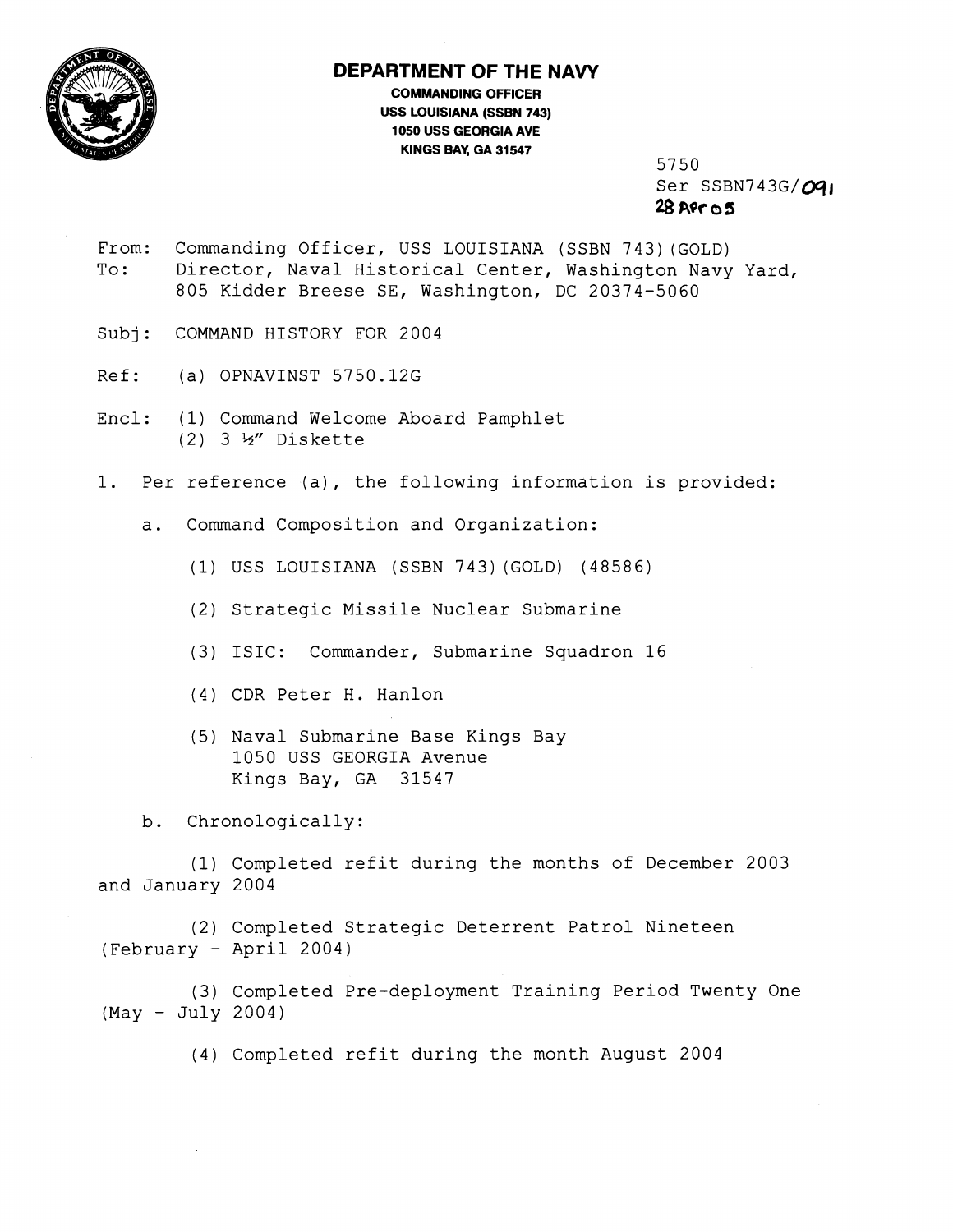# DEPARTMENT OF THE NAVY

**COMMANDING OFFICER**
**USS LOUISIANA (SSBN 743)**
**1050 USS GEORGIA AVE**
**KINGS BAY, GA 31547**

5750
Ser SSBN743G/091
28 Apr 05

From: Commanding Officer, USS LOUISIANA (SSBN 743)(GOLD)
To: Director, Naval Historical Center, Washington Navy Yard, 805 Kidder Breese SE, Washington, DC 20374-5060

Subj: COMMAND HISTORY FOR 2004

Ref: (a) OPNAVINST 5750.12G

Encl: (1) Command Welcome Aboard Pamphlet
(2) 3 ½" Diskette

1. Per reference (a), the following information is provided:

    a. Command Composition and Organization:

        (1) USS LOUISIANA (SSBN 743)(GOLD) (48586)

        (2) Strategic Missile Nuclear Submarine

        (3) ISIC: Commander, Submarine Squadron 16

        (4) CDR Peter H. Hanlon

        (5) Naval Submarine Base Kings Bay
        1050 USS GEORGIA Avenue
        Kings Bay, GA 31547

    b. Chronologically:

        (1) Completed refit during the months of December 2003 and January 2004

        (2) Completed Strategic Deterrent Patrol Nineteen (February - April 2004)

        (3) Completed Pre-deployment Training Period Twenty One (May - July 2004)

        (4) Completed refit during the month August 2004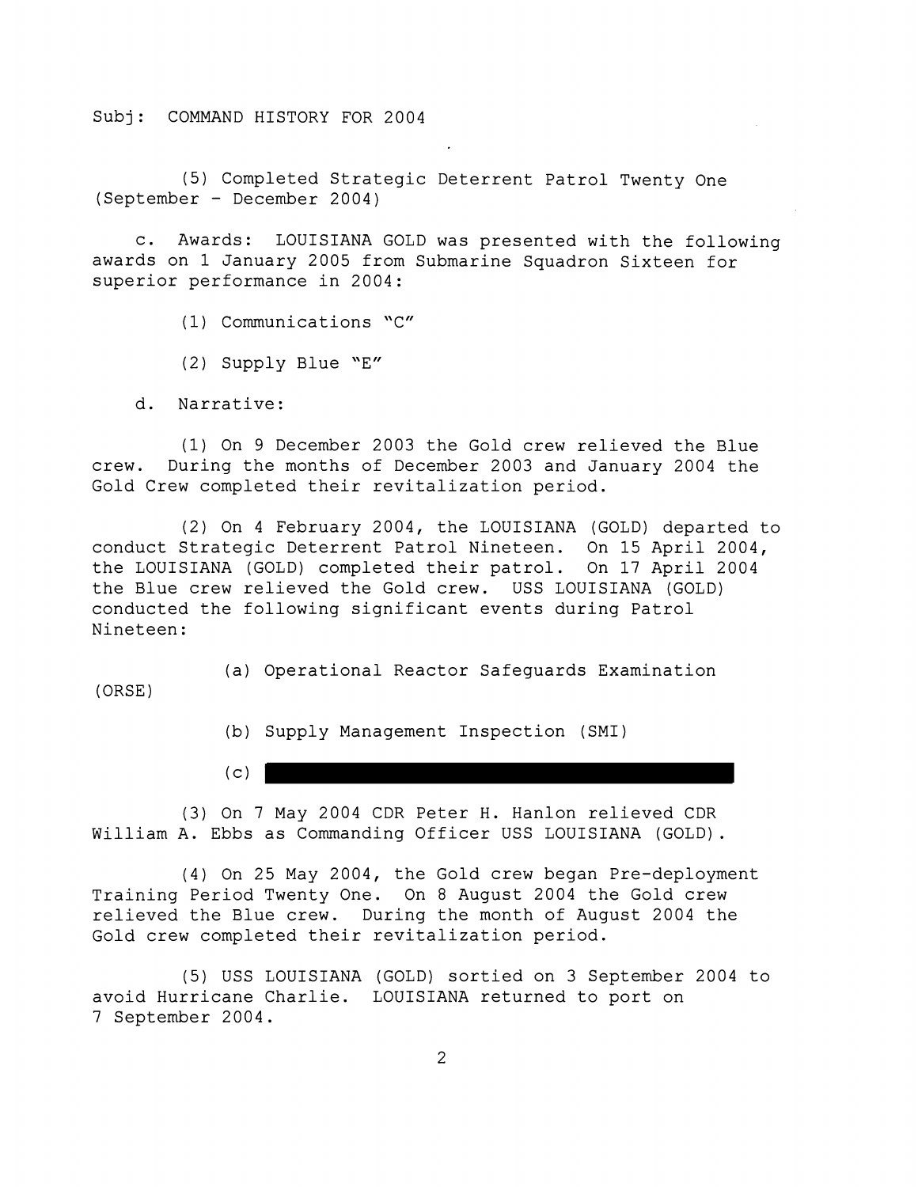Subj: COMMAND HISTORY FOR 2004

(5) Completed Strategic Deterrent Patrol Twenty One (September - December 2004)

c. Awards: LOUISIANA GOLD was presented with the following awards on 1 January 2005 from Submarine Squadron Sixteen for superior performance in 2004:

(1) Communications "C"

(2) Supply Blue "E"

d. Narrative:

(1) On 9 December 2003 the Gold crew relieved the Blue crew. During the months of December 2003 and January 2004 the Gold Crew completed their revitalization period.

(2) On 4 February 2004, the LOUISIANA (GOLD) departed to conduct Strategic Deterrent Patrol Nineteen. On 15 April 2004, the LOUISIANA (GOLD) completed their patrol. On 17 April 2004 the Blue crew relieved the Gold crew. USS LOUISIANA (GOLD) conducted the following significant events during Patrol Nineteen:

(a) Operational Reactor Safeguards Examination (ORSE)

(b) Supply Management Inspection (SMI)

(c) [REDACTED]

(3) On 7 May 2004 CDR Peter H. Hanlon relieved CDR William A. Ebbs as Commanding Officer USS LOUISIANA (GOLD).

(4) On 25 May 2004, the Gold crew began Pre-deployment Training Period Twenty One. On 8 August 2004 the Gold crew relieved the Blue crew. During the month of August 2004 the Gold crew completed their revitalization period.

(5) USS LOUISIANA (GOLD) sortied on 3 September 2004 to avoid Hurricane Charlie. LOUISIANA returned to port on 7 September 2004.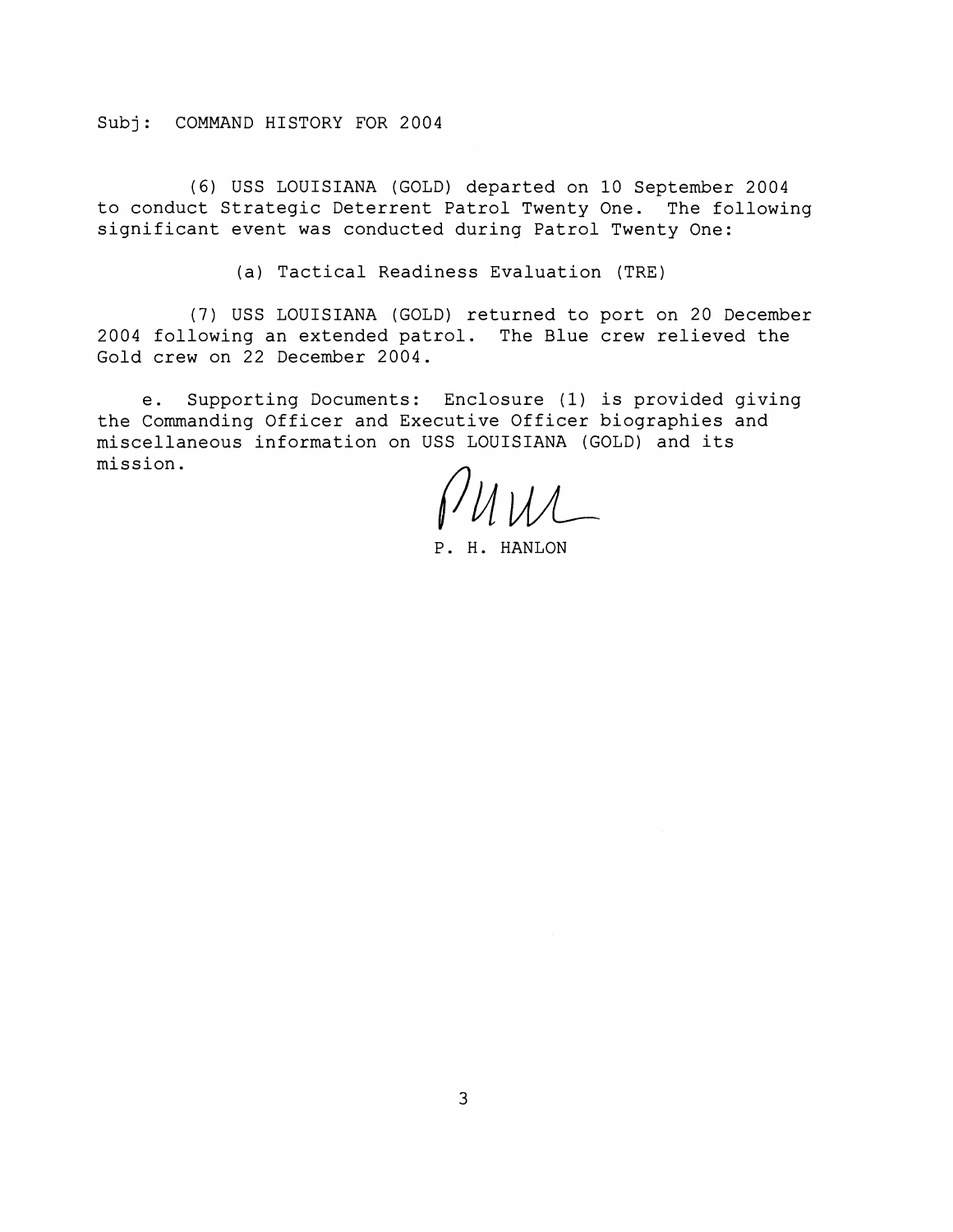Subj: COMMAND HISTORY FOR 2004

(6) USS LOUISIANA (GOLD) departed on 10 September 2004 to conduct Strategic Deterrent Patrol Twenty One. The following significant event was conducted during Patrol Twenty One:

(a) Tactical Readiness Evaluation (TRE)

(7) USS LOUISIANA (GOLD) returned to port on 20 December 2004 following an extended patrol. The Blue crew relieved the Gold crew on 22 December 2004.

e. Supporting Documents: Enclosure (1) is provided giving the Commanding Officer and Executive Officer biographies and miscellaneous information on USS LOUISIANA (GOLD) and its mission.

P. H. HANLON